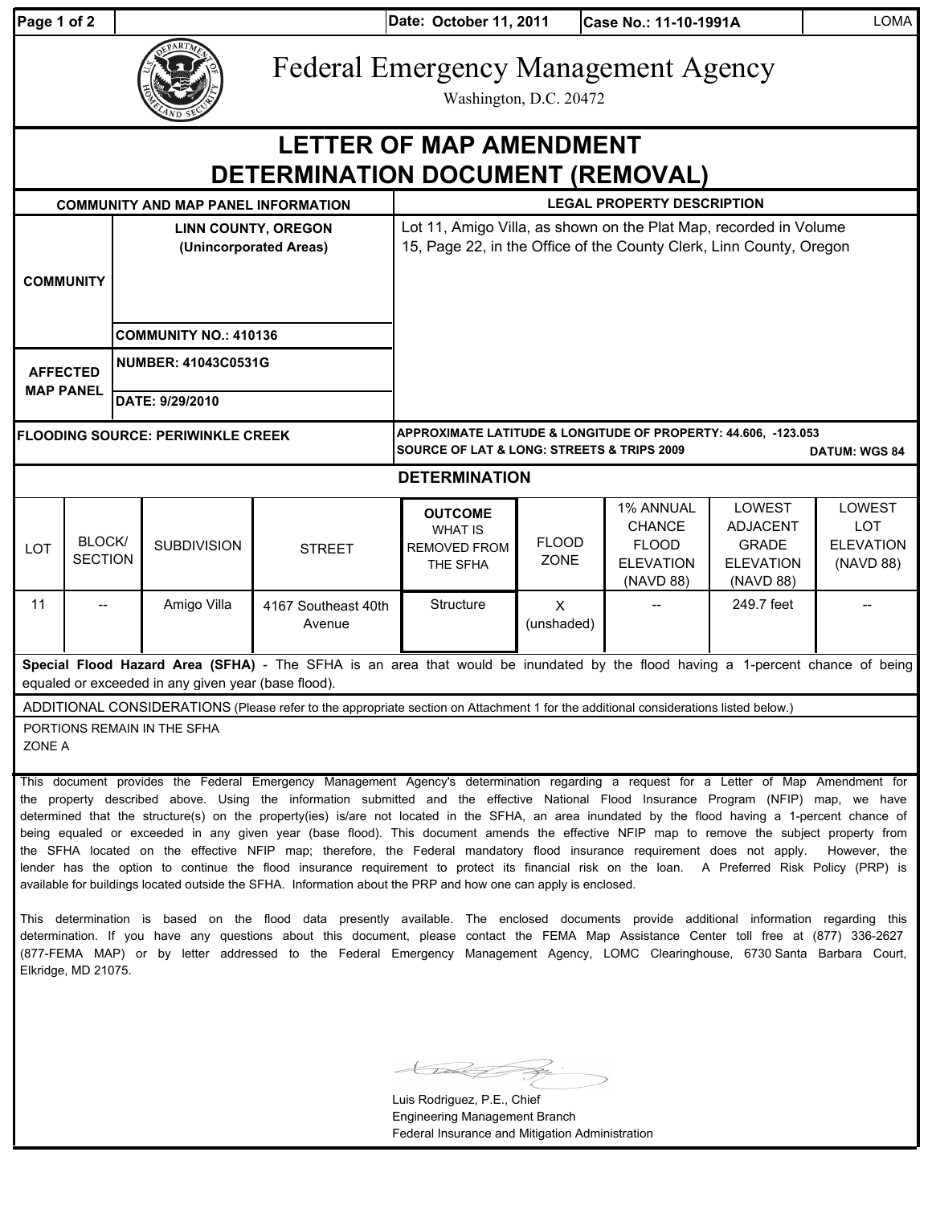Date: October 11, 2011 | Case No.: 11-10-1991A | LOMA

# Federal Emergency Management Agency

Washington, D.C. 20472

# LETTER OF MAP AMENDMENT DETERMINATION DOCUMENT (REMOVAL)

| COMMUNITY AND MAP PANEL INFORMATION | | LEGAL PROPERTY DESCRIPTION |
|---|---|---|
| COMMUNITY | LINN COUNTY, OREGON (Unincorporated Areas) | Lot 11, Amigo Villa, as shown on the Plat Map, recorded in Volume 15, Page 22, in the Office of the County Clerk, Linn County, Oregon |
| | COMMUNITY NO.: 410136 | |
| AFFECTED MAP PANEL | NUMBER: 41043C0531G | |
| | DATE: 9/29/2010 | |
| FLOODING SOURCE: PERIWINKLE CREEK | | APPROXIMATE LATITUDE & LONGITUDE OF PROPERTY: 44.606, -123.053<br>SOURCE OF LAT & LONG: STREETS & TRIPS 2009 DATUM: WGS 84 |

## DETERMINATION

| LOT | BLOCK/ SECTION | SUBDIVISION | STREET | OUTCOME WHAT IS REMOVED FROM THE SFHA | FLOOD ZONE | 1% ANNUAL CHANCE FLOOD ELEVATION (NAVD 88) | LOWEST ADJACENT GRADE ELEVATION (NAVD 88) | LOWEST LOT ELEVATION (NAVD 88) |
|---|---|---|---|---|---|---|---|---|
| 11 | -- | Amigo Villa | 4167 Southeast 40th Avenue | Structure | X (unshaded) | -- | 249.7 feet | -- |

**Special Flood Hazard Area (SFHA)** - The SFHA is an area that would be inundated by the flood having a 1-percent chance of being equaled or exceeded in any given year (base flood).

ADDITIONAL CONSIDERATIONS (Please refer to the appropriate section on Attachment 1 for the additional considerations listed below.)

PORTIONS REMAIN IN THE SFHA
ZONE A

This document provides the Federal Emergency Management Agency's determination regarding a request for a Letter of Map Amendment for the property described above. Using the information submitted and the effective National Flood Insurance Program (NFIP) map, we have determined that the structure(s) on the property(ies) is/are not located in the SFHA, an area inundated by the flood having a 1-percent chance of being equaled or exceeded in any given year (base flood). This document amends the effective NFIP map to remove the subject property from the SFHA located on the effective NFIP map; therefore, the Federal mandatory flood insurance requirement does not apply. However, the lender has the option to continue the flood insurance requirement to protect its financial risk on the loan. A Preferred Risk Policy (PRP) is available for buildings located outside the SFHA. Information about the PRP and how one can apply is enclosed.

This determination is based on the flood data presently available. The enclosed documents provide additional information regarding this determination. If you have any questions about this document, please contact the FEMA Map Assistance Center toll free at (877) 336-2627 (877-FEMA MAP) or by letter addressed to the Federal Emergency Management Agency, LOMC Clearinghouse, 6730 Santa Barbara Court, Elkridge, MD 21075.

Luis Rodriguez, P.E., Chief
Engineering Management Branch
Federal Insurance and Mitigation Administration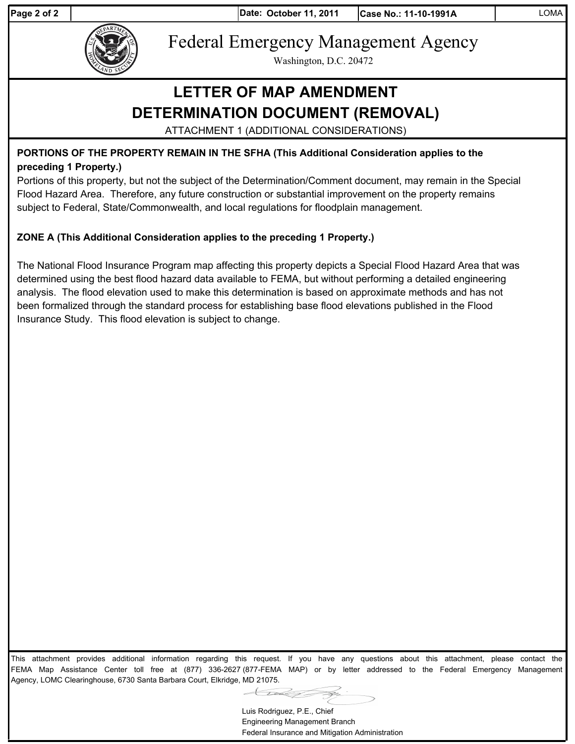| | Date: October 11, 2011 | Case No.: 11-10-1991A | LOMA |
|---|---|---|---|

# Federal Emergency Management Agency

Washington, D.C. 20472

## LETTER OF MAP AMENDMENT DETERMINATION DOCUMENT (REMOVAL)

ATTACHMENT 1 (ADDITIONAL CONSIDERATIONS)

**PORTIONS OF THE PROPERTY REMAIN IN THE SFHA (This Additional Consideration applies to the preceding 1 Property.)**

Portions of this property, but not the subject of the Determination/Comment document, may remain in the Special Flood Hazard Area. Therefore, any future construction or substantial improvement on the property remains subject to Federal, State/Commonwealth, and local regulations for floodplain management.

**ZONE A (This Additional Consideration applies to the preceding 1 Property.)**

The National Flood Insurance Program map affecting this property depicts a Special Flood Hazard Area that was determined using the best flood hazard data available to FEMA, but without performing a detailed engineering analysis. The flood elevation used to make this determination is based on approximate methods and has not been formalized through the standard process for establishing base flood elevations published in the Flood Insurance Study. This flood elevation is subject to change.

This attachment provides additional information regarding this request. If you have any questions about this attachment, please contact the FEMA Map Assistance Center toll free at (877) 336-2627 (877-FEMA MAP) or by letter addressed to the Federal Emergency Management Agency, LOMC Clearinghouse, 6730 Santa Barbara Court, Elkridge, MD 21075.

Luis Rodriguez, P.E., Chief
Engineering Management Branch
Federal Insurance and Mitigation Administration